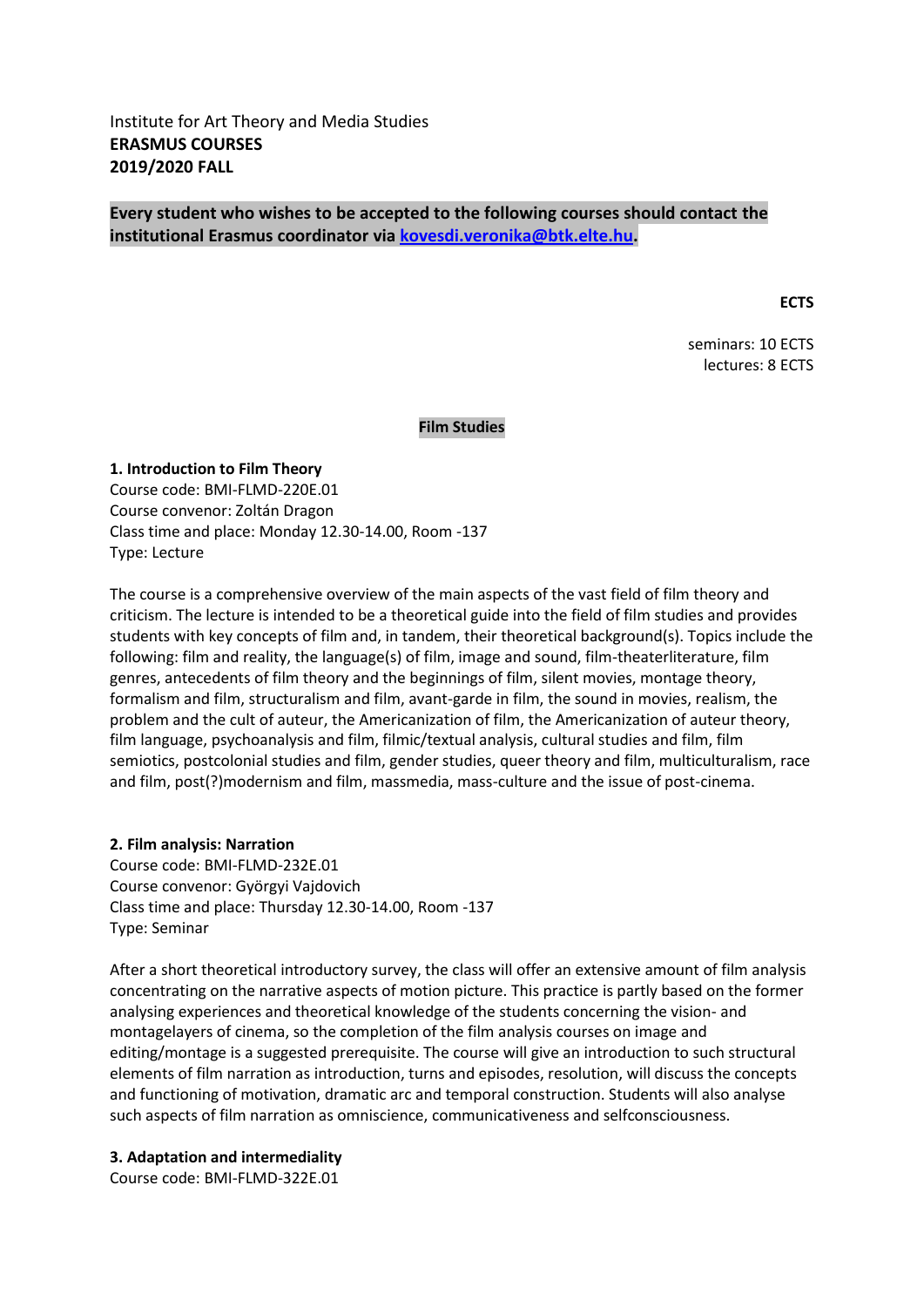Institute for Art Theory and Media Studies
**ERASMUS COURSES**
**2019/2020 FALL**

**Every student who wishes to be accepted to the following courses should contact the institutional Erasmus coordinator via [kovesdi.veronika@btk.elte.hu](mailto:kovesdi.veronika@btk.elte.hu).**

**ECTS**

seminars: 10 ECTS
lectures: 8 ECTS

## Film Studies

**1. Introduction to Film Theory**
Course code: BMI-FLMD-220E.01
Course convenor: Zoltán Dragon
Class time and place: Monday 12.30-14.00, Room -137
Type: Lecture

The course is a comprehensive overview of the main aspects of the vast field of film theory and criticism. The lecture is intended to be a theoretical guide into the field of film studies and provides students with key concepts of film and, in tandem, their theoretical background(s). Topics include the following: film and reality, the language(s) of film, image and sound, film-theaterliterature, film genres, antecedents of film theory and the beginnings of film, silent movies, montage theory, formalism and film, structuralism and film, avant-garde in film, the sound in movies, realism, the problem and the cult of auteur, the Americanization of film, the Americanization of auteur theory, film language, psychoanalysis and film, filmic/textual analysis, cultural studies and film, film semiotics, postcolonial studies and film, gender studies, queer theory and film, multiculturalism, race and film, post(?)modernism and film, massmedia, mass-culture and the issue of post-cinema.

**2. Film analysis: Narration**
Course code: BMI-FLMD-232E.01
Course convenor: Györgyi Vajdovich
Class time and place: Thursday 12.30-14.00, Room -137
Type: Seminar

After a short theoretical introductory survey, the class will offer an extensive amount of film analysis concentrating on the narrative aspects of motion picture. This practice is partly based on the former analysing experiences and theoretical knowledge of the students concerning the vision- and montagelayers of cinema, so the completion of the film analysis courses on image and editing/montage is a suggested prerequisite. The course will give an introduction to such structural elements of film narration as introduction, turns and episodes, resolution, will discuss the concepts and functioning of motivation, dramatic arc and temporal construction. Students will also analyse such aspects of film narration as omniscience, communicativeness and selfconsciousness.

**3. Adaptation and intermediality**
Course code: BMI-FLMD-322E.01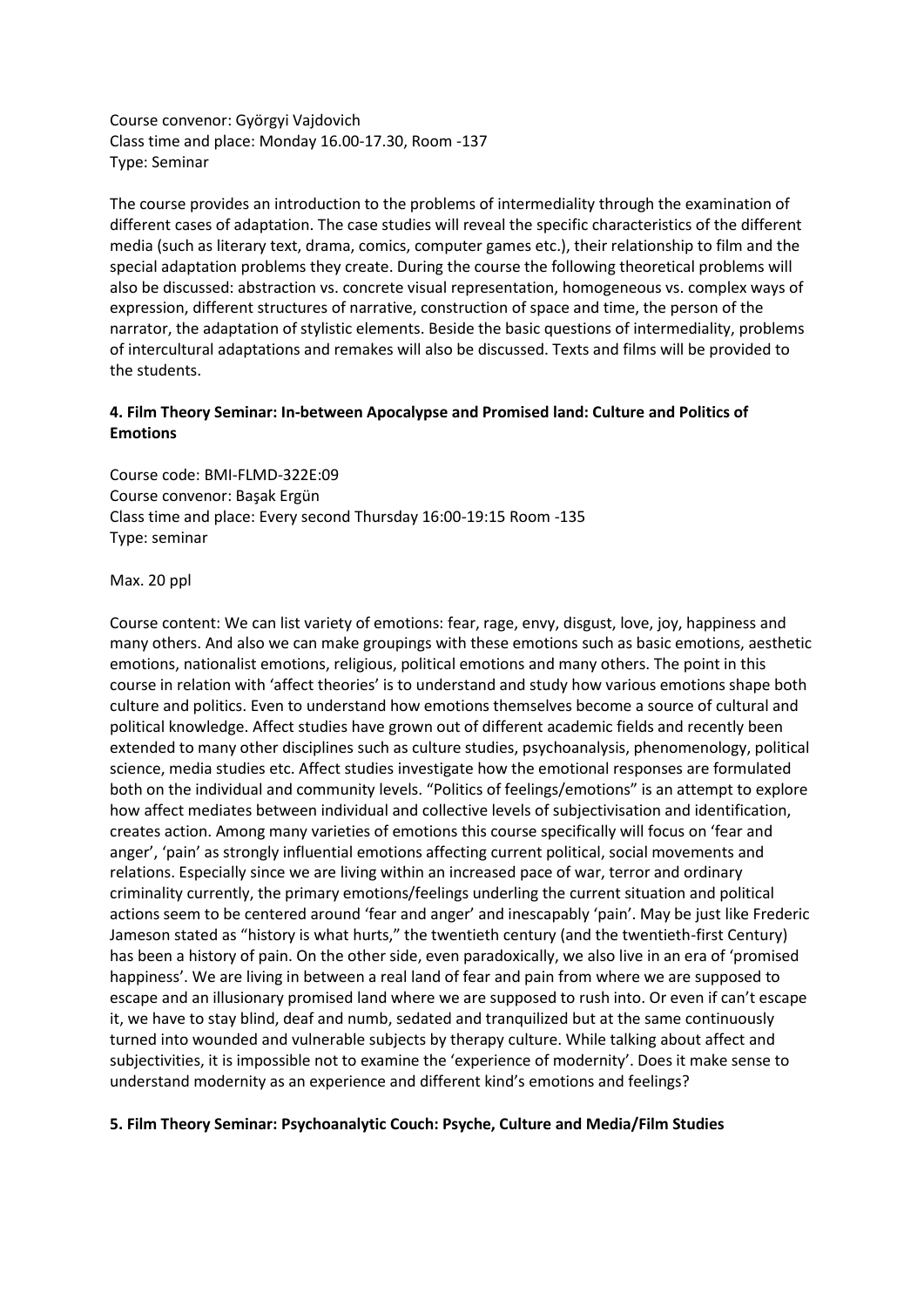Course convenor: Györgyi Vajdovich
Class time and place: Monday 16.00-17.30, Room -137
Type: Seminar

The course provides an introduction to the problems of intermediality through the examination of different cases of adaptation. The case studies will reveal the specific characteristics of the different media (such as literary text, drama, comics, computer games etc.), their relationship to film and the special adaptation problems they create. During the course the following theoretical problems will also be discussed: abstraction vs. concrete visual representation, homogeneous vs. complex ways of expression, different structures of narrative, construction of space and time, the person of the narrator, the adaptation of stylistic elements. Beside the basic questions of intermediality, problems of intercultural adaptations and remakes will also be discussed. Texts and films will be provided to the students.

#### 4. Film Theory Seminar: In-between Apocalypse and Promised land: Culture and Politics of Emotions

Course code: BMI-FLMD-322E:09
Course convenor: Başak Ergün
Class time and place: Every second Thursday 16:00-19:15 Room -135
Type: seminar

Max. 20 ppl

Course content: We can list variety of emotions: fear, rage, envy, disgust, love, joy, happiness and many others. And also we can make groupings with these emotions such as basic emotions, aesthetic emotions, nationalist emotions, religious, political emotions and many others. The point in this course in relation with 'affect theories' is to understand and study how various emotions shape both culture and politics. Even to understand how emotions themselves become a source of cultural and political knowledge. Affect studies have grown out of different academic fields and recently been extended to many other disciplines such as culture studies, psychoanalysis, phenomenology, political science, media studies etc. Affect studies investigate how the emotional responses are formulated both on the individual and community levels. "Politics of feelings/emotions" is an attempt to explore how affect mediates between individual and collective levels of subjectivisation and identification, creates action. Among many varieties of emotions this course specifically will focus on 'fear and anger', 'pain' as strongly influential emotions affecting current political, social movements and relations. Especially since we are living within an increased pace of war, terror and ordinary criminality currently, the primary emotions/feelings underling the current situation and political actions seem to be centered around 'fear and anger' and inescapably 'pain'. May be just like Frederic Jameson stated as "history is what hurts," the twentieth century (and the twentieth-first Century) has been a history of pain. On the other side, even paradoxically, we also live in an era of 'promised happiness'. We are living in between a real land of fear and pain from where we are supposed to escape and an illusionary promised land where we are supposed to rush into. Or even if can't escape it, we have to stay blind, deaf and numb, sedated and tranquilized but at the same continuously turned into wounded and vulnerable subjects by therapy culture. While talking about affect and subjectivities, it is impossible not to examine the 'experience of modernity'. Does it make sense to understand modernity as an experience and different kind's emotions and feelings?

#### 5. Film Theory Seminar: Psychoanalytic Couch: Psyche, Culture and Media/Film Studies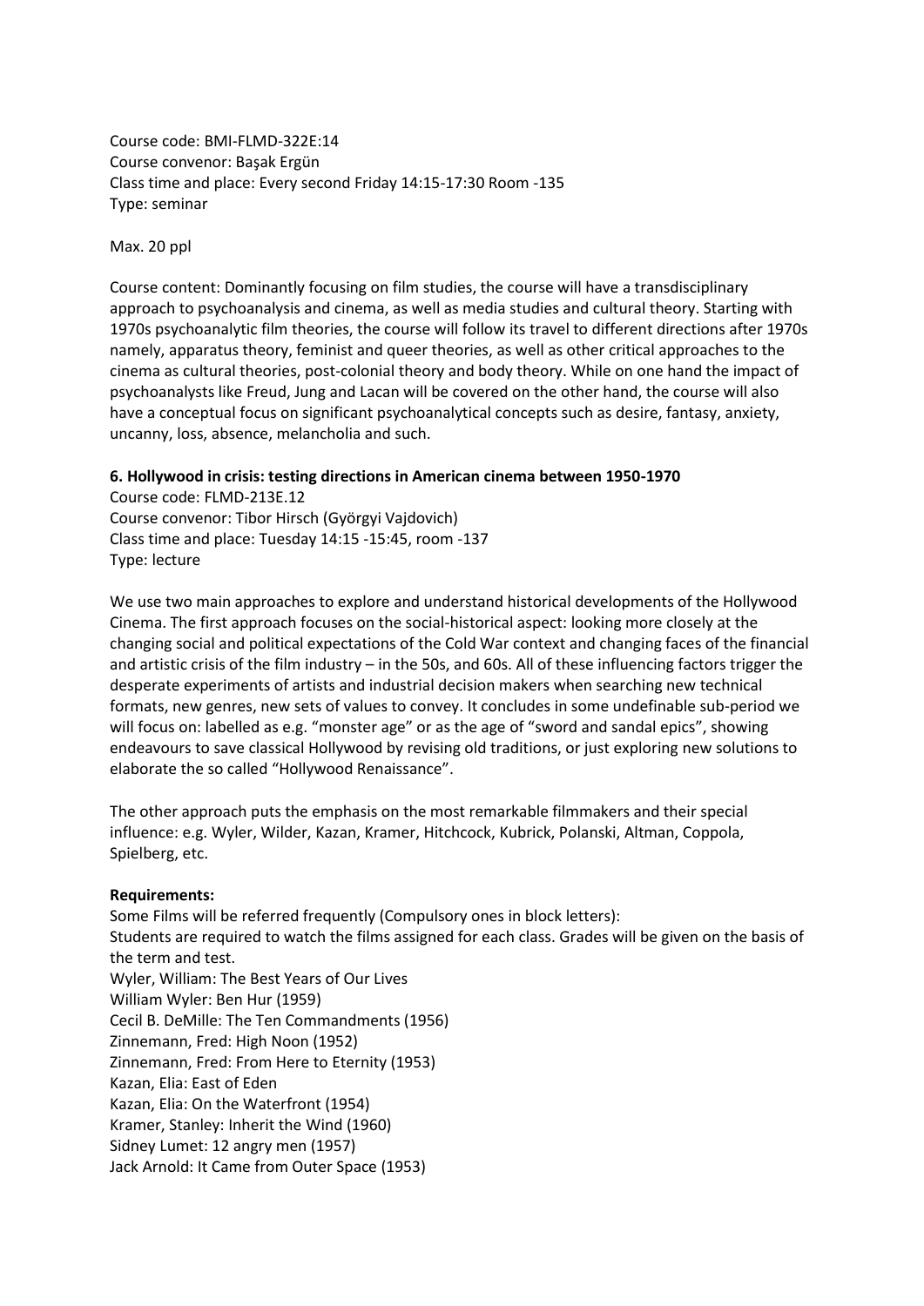Course code: BMI-FLMD-322E:14
Course convenor: Başak Ergün
Class time and place: Every second Friday 14:15-17:30 Room -135
Type: seminar

Max. 20 ppl

Course content: Dominantly focusing on film studies, the course will have a transdisciplinary approach to psychoanalysis and cinema, as well as media studies and cultural theory. Starting with 1970s psychoanalytic film theories, the course will follow its travel to different directions after 1970s namely, apparatus theory, feminist and queer theories, as well as other critical approaches to the cinema as cultural theories, post-colonial theory and body theory. While on one hand the impact of psychoanalysts like Freud, Jung and Lacan will be covered on the other hand, the course will also have a conceptual focus on significant psychoanalytical concepts such as desire, fantasy, anxiety, uncanny, loss, absence, melancholia and such.

**6. Hollywood in crisis: testing directions in American cinema between 1950-1970**

Course code: FLMD-213E.12
Course convenor: Tibor Hirsch (Györgyi Vajdovich)
Class time and place: Tuesday 14:15 -15:45, room -137
Type: lecture

We use two main approaches to explore and understand historical developments of the Hollywood Cinema. The first approach focuses on the social-historical aspect: looking more closely at the changing social and political expectations of the Cold War context and changing faces of the financial and artistic crisis of the film industry – in the 50s, and 60s. All of these influencing factors trigger the desperate experiments of artists and industrial decision makers when searching new technical formats, new genres, new sets of values to convey. It concludes in some undefinable sub-period we will focus on: labelled as e.g. "monster age" or as the age of "sword and sandal epics", showing endeavours to save classical Hollywood by revising old traditions, or just exploring new solutions to elaborate the so called "Hollywood Renaissance".

The other approach puts the emphasis on the most remarkable filmmakers and their special influence: e.g. Wyler, Wilder, Kazan, Kramer, Hitchcock, Kubrick, Polanski, Altman, Coppola, Spielberg, etc.

**Requirements:**

Some Films will be referred frequently (Compulsory ones in block letters):
Students are required to watch the films assigned for each class. Grades will be given on the basis of the term and test.
Wyler, William: The Best Years of Our Lives
William Wyler: Ben Hur (1959)
Cecil B. DeMille: The Ten Commandments (1956)
Zinnemann, Fred: High Noon (1952)
Zinnemann, Fred: From Here to Eternity (1953)
Kazan, Elia: East of Eden
Kazan, Elia: On the Waterfront (1954)
Kramer, Stanley: Inherit the Wind (1960)
Sidney Lumet: 12 angry men (1957)
Jack Arnold: It Came from Outer Space (1953)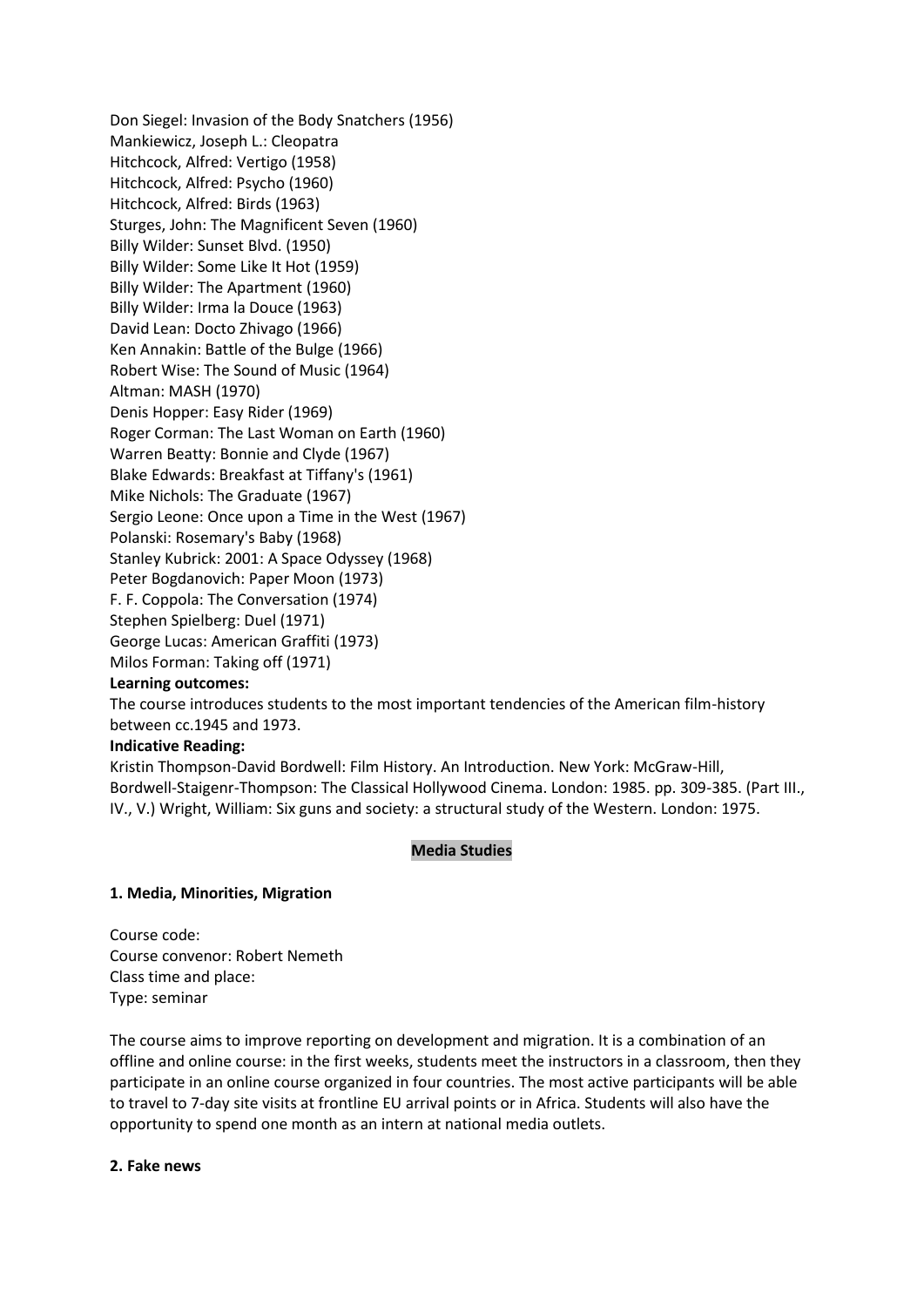Don Siegel: Invasion of the Body Snatchers (1956)
Mankiewicz, Joseph L.: Cleopatra
Hitchcock, Alfred: Vertigo (1958)
Hitchcock, Alfred: Psycho (1960)
Hitchcock, Alfred: Birds (1963)
Sturges, John: The Magnificent Seven (1960)
Billy Wilder: Sunset Blvd. (1950)
Billy Wilder: Some Like It Hot (1959)
Billy Wilder: The Apartment (1960)
Billy Wilder: Irma la Douce (1963)
David Lean: Docto Zhivago (1966)
Ken Annakin: Battle of the Bulge (1966)
Robert Wise: The Sound of Music (1964)
Altman: MASH (1970)
Denis Hopper: Easy Rider (1969)
Roger Corman: The Last Woman on Earth (1960)
Warren Beatty: Bonnie and Clyde (1967)
Blake Edwards: Breakfast at Tiffany's (1961)
Mike Nichols: The Graduate (1967)
Sergio Leone: Once upon a Time in the West (1967)
Polanski: Rosemary's Baby (1968)
Stanley Kubrick: 2001: A Space Odyssey (1968)
Peter Bogdanovich: Paper Moon (1973)
F. F. Coppola: The Conversation (1974)
Stephen Spielberg: Duel (1971)
George Lucas: American Graffiti (1973)
Milos Forman: Taking off (1971)

**Learning outcomes:**

The course introduces students to the most important tendencies of the American film-history between cc.1945 and 1973.

**Indicative Reading:**

Kristin Thompson-David Bordwell: Film History. An Introduction. New York: McGraw-Hill, Bordwell-Staigenr-Thompson: The Classical Hollywood Cinema. London: 1985. pp. 309-385. (Part III., IV., V.) Wright, William: Six guns and society: a structural study of the Western. London: 1975.

## Media Studies

### 1. Media, Minorities, Migration

Course code:
Course convenor: Robert Nemeth
Class time and place:
Type: seminar

The course aims to improve reporting on development and migration. It is a combination of an offline and online course: in the first weeks, students meet the instructors in a classroom, then they participate in an online course organized in four countries. The most active participants will be able to travel to 7-day site visits at frontline EU arrival points or in Africa. Students will also have the opportunity to spend one month as an intern at national media outlets.

### 2. Fake news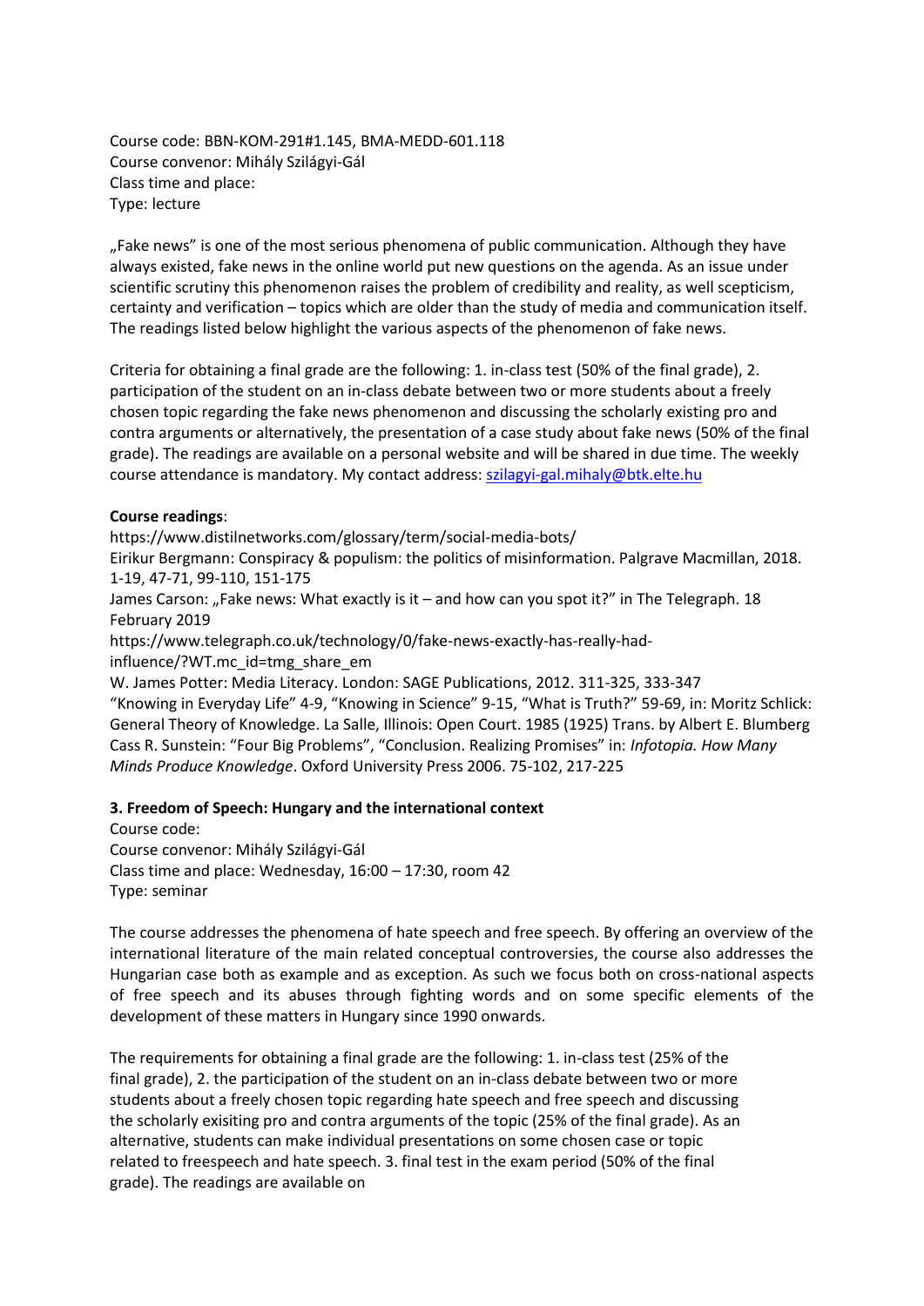Course code: BBN-KOM-291#1.145, BMA-MEDD-601.118
Course convenor: Mihály Szilágyi-Gál
Class time and place:
Type: lecture

„Fake news" is one of the most serious phenomena of public communication. Although they have always existed, fake news in the online world put new questions on the agenda. As an issue under scientific scrutiny this phenomenon raises the problem of credibility and reality, as well scepticism, certainty and verification – topics which are older than the study of media and communication itself. The readings listed below highlight the various aspects of the phenomenon of fake news.

Criteria for obtaining a final grade are the following: 1. in-class test (50% of the final grade), 2. participation of the student on an in-class debate between two or more students about a freely chosen topic regarding the fake news phenomenon and discussing the scholarly existing pro and contra arguments or alternatively, the presentation of a case study about fake news (50% of the final grade). The readings are available on a personal website and will be shared in due time. The weekly course attendance is mandatory. My contact address: szilagyi-gal.mihaly@btk.elte.hu

**Course readings**:
https://www.distilnetworks.com/glossary/term/social-media-bots/
Eirikur Bergmann: Conspiracy & populism: the politics of misinformation. Palgrave Macmillan, 2018. 1-19, 47-71, 99-110, 151-175
James Carson: „Fake news: What exactly is it – and how can you spot it?" in The Telegraph. 18 February 2019
https://www.telegraph.co.uk/technology/0/fake-news-exactly-has-really-had-influence/?WT.mc_id=tmg_share_em
W. James Potter: Media Literacy. London: SAGE Publications, 2012. 311-325, 333-347
"Knowing in Everyday Life" 4-9, "Knowing in Science" 9-15, "What is Truth?" 59-69, in: Moritz Schlick: General Theory of Knowledge. La Salle, Illinois: Open Court. 1985 (1925) Trans. by Albert E. Blumberg
Cass R. Sunstein: "Four Big Problems", "Conclusion. Realizing Promises" in: *Infotopia. How Many Minds Produce Knowledge*. Oxford University Press 2006. 75-102, 217-225

### 3. Freedom of Speech: Hungary and the international context

Course code:
Course convenor: Mihály Szilágyi-Gál
Class time and place: Wednesday, 16:00 – 17:30, room 42
Type: seminar

The course addresses the phenomena of hate speech and free speech. By offering an overview of the international literature of the main related conceptual controversies, the course also addresses the Hungarian case both as example and as exception. As such we focus both on cross-national aspects of free speech and its abuses through fighting words and on some specific elements of the development of these matters in Hungary since 1990 onwards.

The requirements for obtaining a final grade are the following: 1. in-class test (25% of the final grade), 2. the participation of the student on an in-class debate between two or more students about a freely chosen topic regarding hate speech and free speech and discussing the scholarly exisiting pro and contra arguments of the topic (25% of the final grade). As an alternative, students can make individual presentations on some chosen case or topic related to freespeech and hate speech. 3. final test in the exam period (50% of the final grade). The readings are available on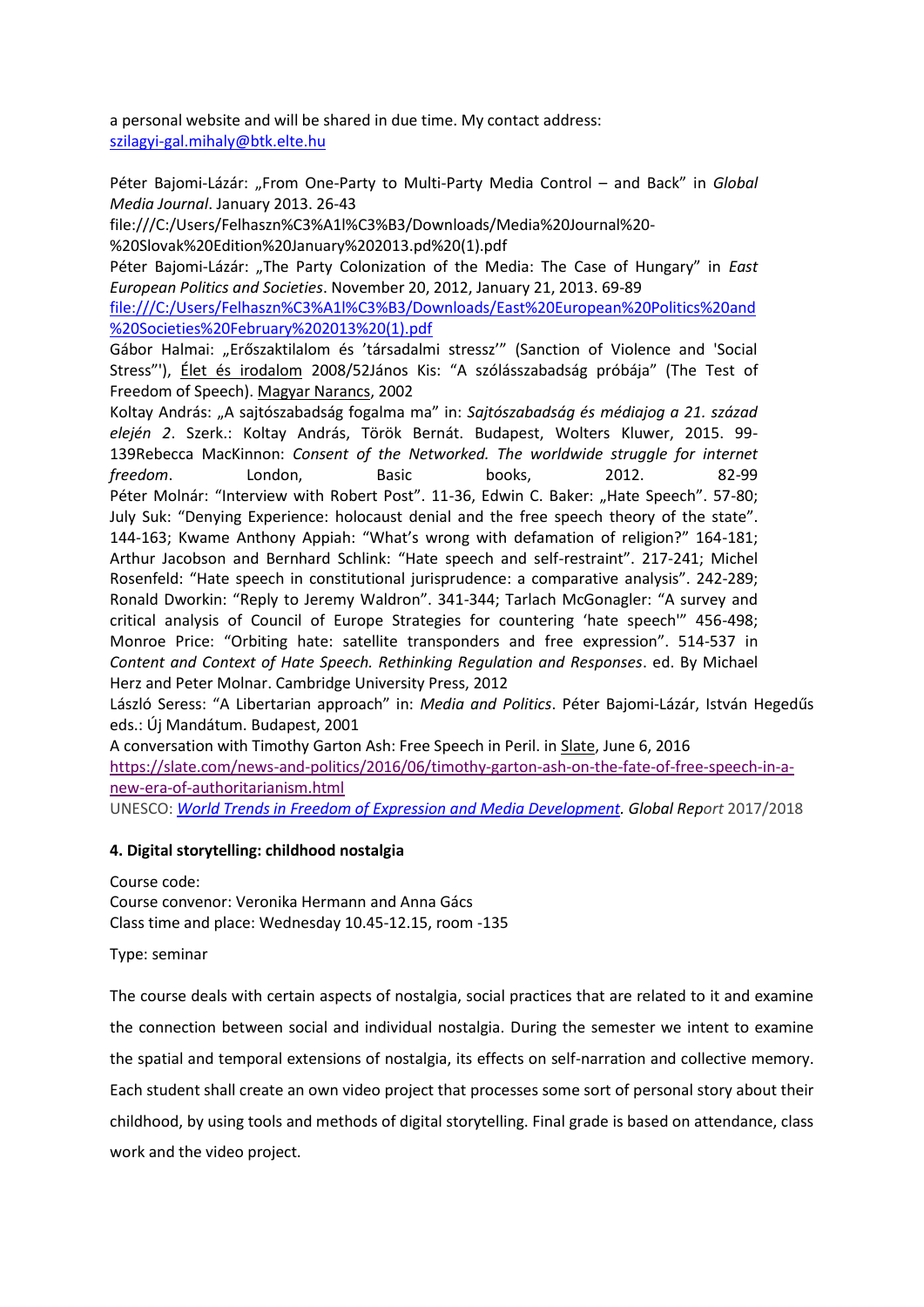a personal website and will be shared in due time. My contact address: [szilagyi-gal.mihaly@btk.elte.hu](mailto:szilagyi-gal.mihaly@btk.elte.hu)

Péter Bajomi-Lázár: „From One-Party to Multi-Party Media Control – and Back" in *Global Media Journal*. January 2013. 26-43
file:///C:/Users/Felhaszn%C3%A1l%C3%B3/Downloads/Media%20Journal%20-%20Slovak%20Edition%20January%202013.pd%20(1).pdf
Péter Bajomi-Lázár: „The Party Colonization of the Media: The Case of Hungary" in *East European Politics and Societies*. November 20, 2012, January 21, 2013. 69-89
[file:///C:/Users/Felhaszn%C3%A1l%C3%B3/Downloads/East%20European%20Politics%20and%20Societies%20February%202013%20(1).pdf](file:///C:/Users/Felhaszn%C3%A1l%C3%B3/Downloads/East%20European%20Politics%20and%20Societies%20February%202013%20(1).pdf)
Gábor Halmai: „Erőszaktilalom és 'társadalmi stressz'" (Sanction of Violence and 'Social Stress"'), Élet és irodalom 2008/52János Kis: "A szólásszabadság próbája" (The Test of Freedom of Speech). Magyar Narancs, 2002
Koltay András: „A sajtószabadság fogalma ma" in: *Sajtószabadság és médiajog a 21. század elején 2*. Szerk.: Koltay András, Török Bernát. Budapest, Wolters Kluwer, 2015. 99-139Rebecca MacKinnon: *Consent of the Networked. The worldwide struggle for internet freedom*. London, Basic books, 2012. 82-99
Péter Molnár: "Interview with Robert Post". 11-36, Edwin C. Baker: „Hate Speech". 57-80; July Suk: "Denying Experience: holocaust denial and the free speech theory of the state". 144-163; Kwame Anthony Appiah: "What's wrong with defamation of religion?" 164-181; Arthur Jacobson and Bernhard Schlink: "Hate speech and self-restraint". 217-241; Michel Rosenfeld: "Hate speech in constitutional jurisprudence: a comparative analysis". 242-289; Ronald Dworkin: "Reply to Jeremy Waldron". 341-344; Tarlach McGonagler: "A survey and critical analysis of Council of Europe Strategies for countering 'hate speech'" 456-498; Monroe Price: "Orbiting hate: satellite transponders and free expression". 514-537 in *Content and Context of Hate Speech. Rethinking Regulation and Responses*. ed. By Michael Herz and Peter Molnar. Cambridge University Press, 2012
László Seress: "A Libertarian approach" in: *Media and Politics*. Péter Bajomi-Lázár, István Hegedűs eds.: Új Mandátum. Budapest, 2001
A conversation with Timothy Garton Ash: Free Speech in Peril. in Slate, June 6, 2016
[https://slate.com/news-and-politics/2016/06/timothy-garton-ash-on-the-fate-of-free-speech-in-a-new-era-of-authoritarianism.html](https://slate.com/news-and-politics/2016/06/timothy-garton-ash-on-the-fate-of-free-speech-in-a-new-era-of-authoritarianism.html)
UNESCO: *World Trends in Freedom of Expression and Media Development*. *Global Report* 2017/2018

### 4. Digital storytelling: childhood nostalgia

Course code:
Course convenor: Veronika Hermann and Anna Gács
Class time and place: Wednesday 10.45-12.15, room -135

Type: seminar

The course deals with certain aspects of nostalgia, social practices that are related to it and examine the connection between social and individual nostalgia. During the semester we intent to examine the spatial and temporal extensions of nostalgia, its effects on self-narration and collective memory. Each student shall create an own video project that processes some sort of personal story about their childhood, by using tools and methods of digital storytelling. Final grade is based on attendance, class work and the video project.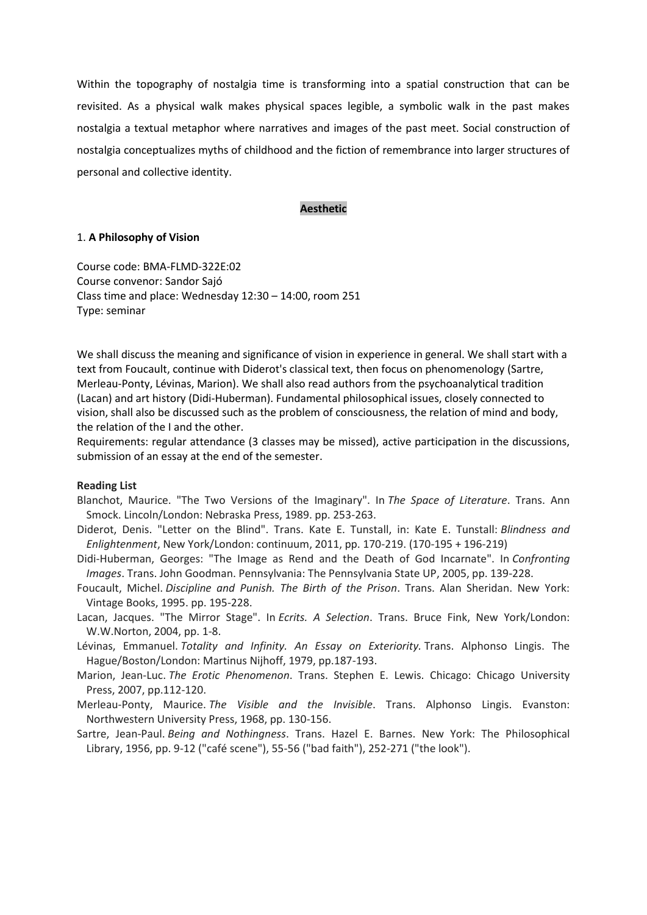Within the topography of nostalgia time is transforming into a spatial construction that can be revisited. As a physical walk makes physical spaces legible, a symbolic walk in the past makes nostalgia a textual metaphor where narratives and images of the past meet. Social construction of nostalgia conceptualizes myths of childhood and the fiction of remembrance into larger structures of personal and collective identity.

## Aesthetic

### 1. **A Philosophy of Vision**

Course code: BMA-FLMD-322E:02
Course convenor: Sandor Sajó
Class time and place: Wednesday 12:30 – 14:00, room 251
Type: seminar

We shall discuss the meaning and significance of vision in experience in general. We shall start with a text from Foucault, continue with Diderot's classical text, then focus on phenomenology (Sartre, Merleau-Ponty, Lévinas, Marion). We shall also read authors from the psychoanalytical tradition (Lacan) and art history (Didi-Huberman). Fundamental philosophical issues, closely connected to vision, shall also be discussed such as the problem of consciousness, the relation of mind and body, the relation of the I and the other.
Requirements: regular attendance (3 classes may be missed), active participation in the discussions, submission of an essay at the end of the semester.

**Reading List**

Blanchot, Maurice. "The Two Versions of the Imaginary". In *The Space of Literature*. Trans. Ann Smock. Lincoln/London: Nebraska Press, 1989. pp. 253-263.

Diderot, Denis. "Letter on the Blind". Trans. Kate E. Tunstall, in: Kate E. Tunstall: *Blindness and Enlightenment*, New York/London: continuum, 2011, pp. 170-219. (170-195 + 196-219)

Didi-Huberman, Georges: "The Image as Rend and the Death of God Incarnate". In *Confronting Images*. Trans. John Goodman. Pennsylvania: The Pennsylvania State UP, 2005, pp. 139-228.

Foucault, Michel. *Discipline and Punish. The Birth of the Prison*. Trans. Alan Sheridan. New York: Vintage Books, 1995. pp. 195-228.

Lacan, Jacques. "The Mirror Stage". In *Ecrits. A Selection*. Trans. Bruce Fink, New York/London: W.W.Norton, 2004, pp. 1-8.

Lévinas, Emmanuel. *Totality and Infinity. An Essay on Exteriority.* Trans. Alphonso Lingis. The Hague/Boston/London: Martinus Nijhoff, 1979, pp.187-193.

Marion, Jean-Luc. *The Erotic Phenomenon*. Trans. Stephen E. Lewis. Chicago: Chicago University Press, 2007, pp.112-120.

Merleau-Ponty, Maurice. *The Visible and the Invisible*. Trans. Alphonso Lingis. Evanston: Northwestern University Press, 1968, pp. 130-156.

Sartre, Jean-Paul. *Being and Nothingness*. Trans. Hazel E. Barnes. New York: The Philosophical Library, 1956, pp. 9-12 ("café scene"), 55-56 ("bad faith"), 252-271 ("the look").